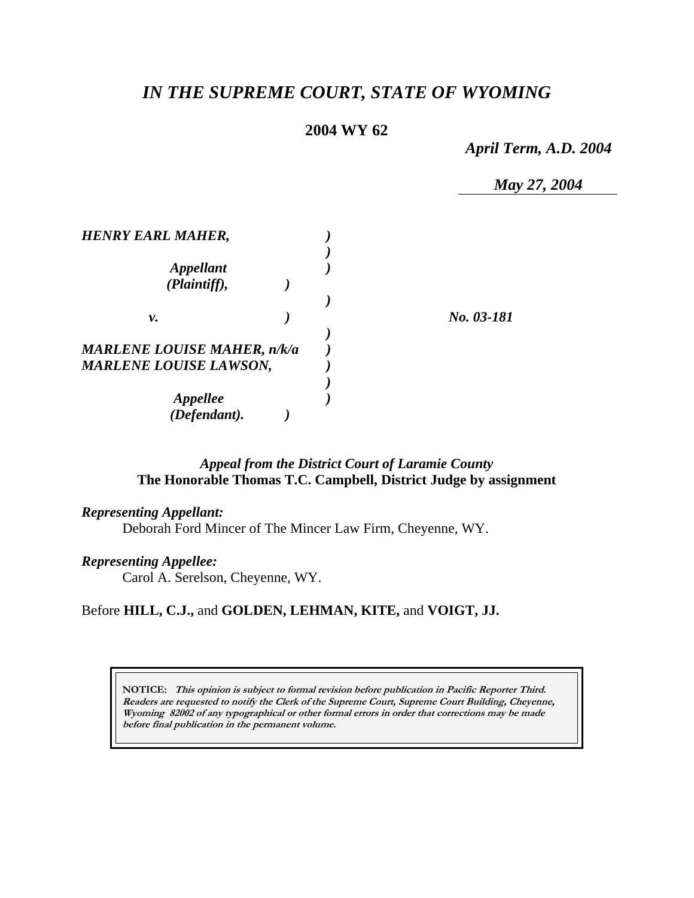# *IN THE SUPREME COURT, STATE OF WYOMING*

**2004 WY 62**

*April Term, A.D. 2004*

*May 27, 2004*

***HENRY EARL MAHER,***

***Appellant (Plaintiff),***

***v.*** ***No. 03-181***

***MARLENE LOUISE MAHER, n/k/a MARLENE LOUISE LAWSON,***

***Appellee (Defendant).***

***Appeal from the District Court of Laramie County***
**The Honorable Thomas T.C. Campbell, District Judge by assignment**

***Representing Appellant:***
Deborah Ford Mincer of The Mincer Law Firm, Cheyenne, WY.

***Representing Appellee:***
Carol A. Serelson, Cheyenne, WY.

Before **HILL, C.J.,** and **GOLDEN, LEHMAN, KITE,** and **VOIGT, JJ.**

**NOTICE:** ***This opinion is subject to formal revision before publication in Pacific Reporter Third. Readers are requested to notify the Clerk of the Supreme Court, Supreme Court Building, Cheyenne, Wyoming 82002 of any typographical or other formal errors in order that corrections may be made before final publication in the permanent volume.***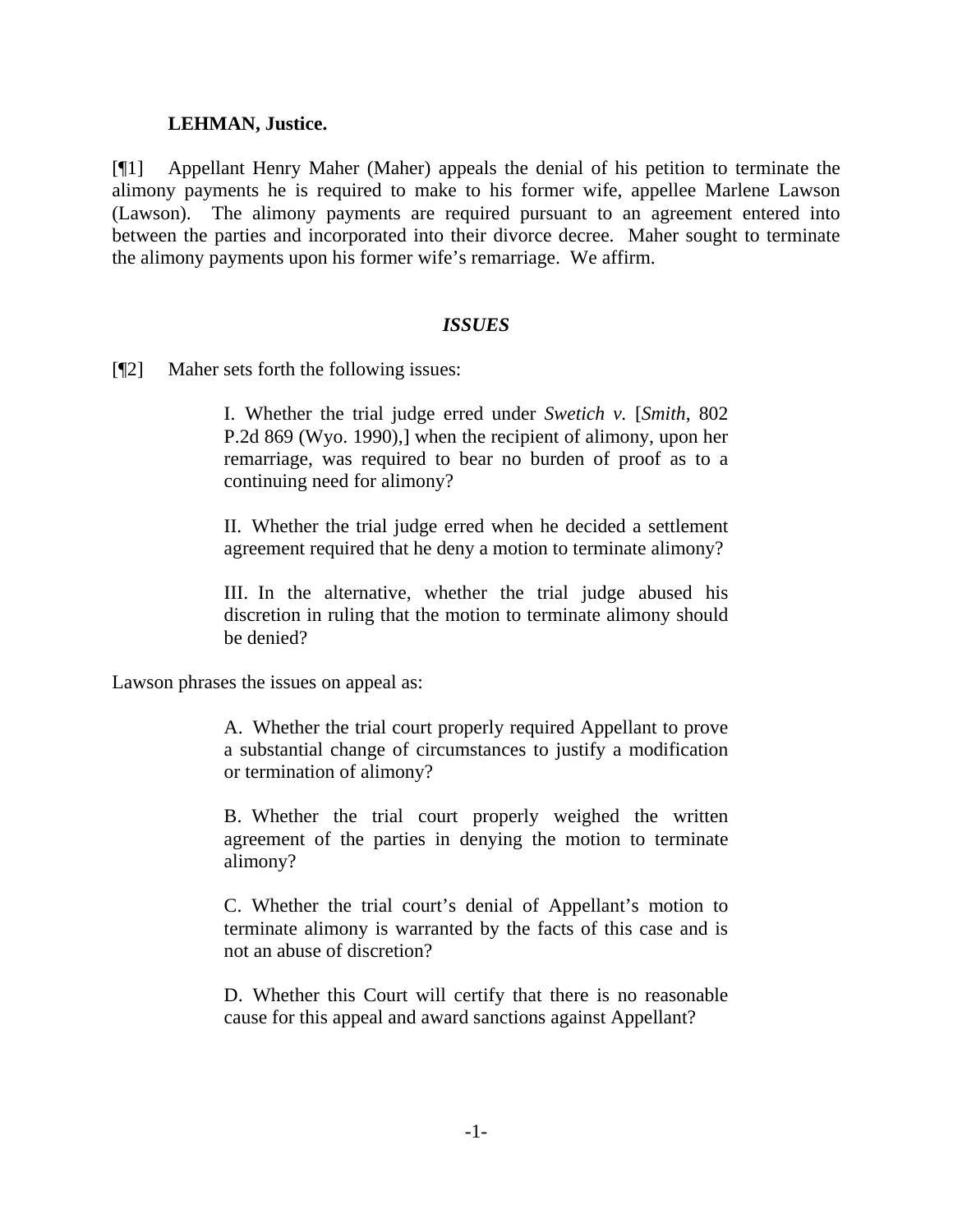**LEHMAN, Justice.**

[¶1] Appellant Henry Maher (Maher) appeals the denial of his petition to terminate the alimony payments he is required to make to his former wife, appellee Marlene Lawson (Lawson). The alimony payments are required pursuant to an agreement entered into between the parties and incorporated into their divorce decree. Maher sought to terminate the alimony payments upon his former wife's remarriage. We affirm.

### *ISSUES*

[¶2] Maher sets forth the following issues:

> I. Whether the trial judge erred under *Swetich v.* [*Smith*, 802 P.2d 869 (Wyo. 1990),] when the recipient of alimony, upon her remarriage, was required to bear no burden of proof as to a continuing need for alimony?
>
> II. Whether the trial judge erred when he decided a settlement agreement required that he deny a motion to terminate alimony?
>
> III. In the alternative, whether the trial judge abused his discretion in ruling that the motion to terminate alimony should be denied?

Lawson phrases the issues on appeal as:

> A. Whether the trial court properly required Appellant to prove a substantial change of circumstances to justify a modification or termination of alimony?
>
> B. Whether the trial court properly weighed the written agreement of the parties in denying the motion to terminate alimony?
>
> C. Whether the trial court's denial of Appellant's motion to terminate alimony is warranted by the facts of this case and is not an abuse of discretion?
>
> D. Whether this Court will certify that there is no reasonable cause for this appeal and award sanctions against Appellant?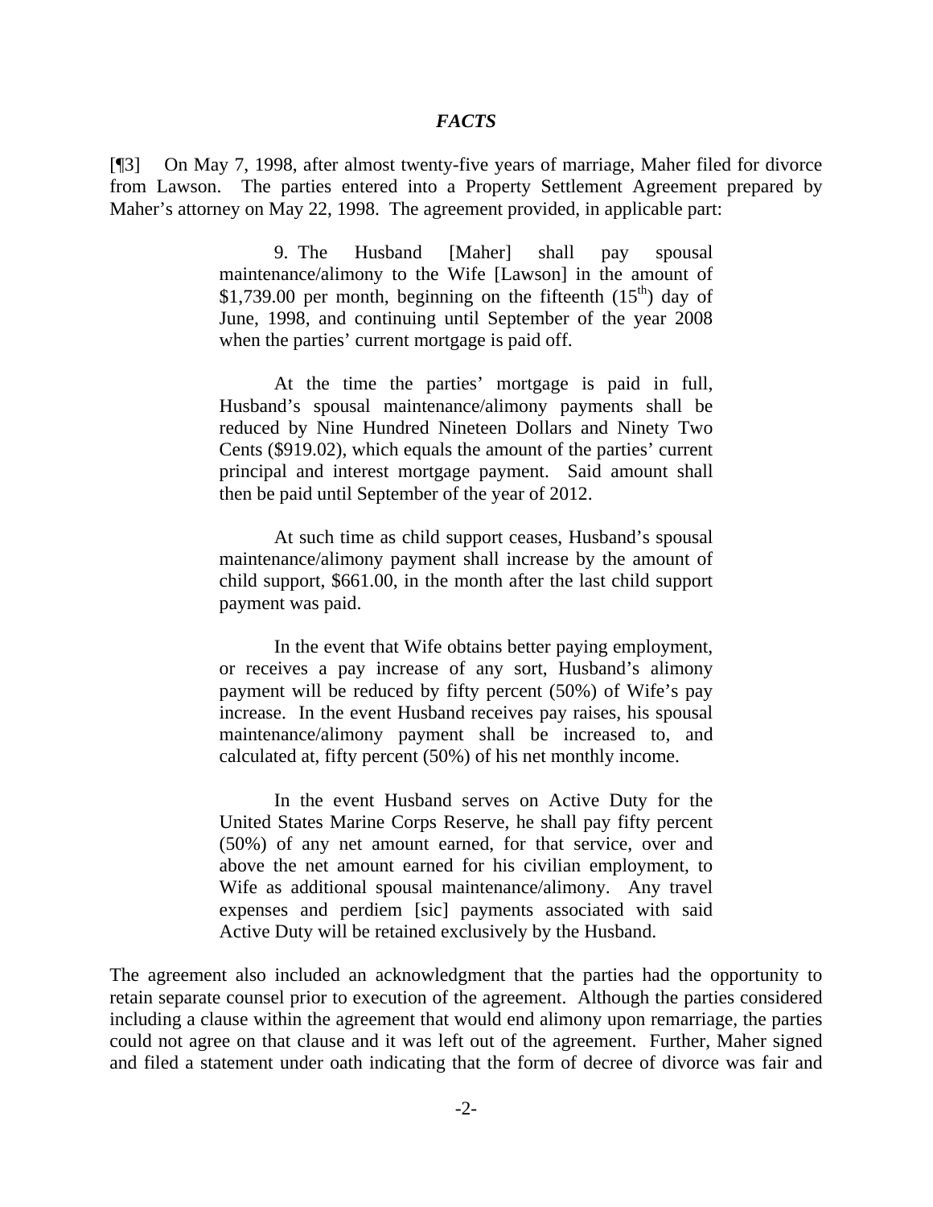### *FACTS*

[¶3] On May 7, 1998, after almost twenty-five years of marriage, Maher filed for divorce from Lawson. The parties entered into a Property Settlement Agreement prepared by Maher's attorney on May 22, 1998. The agreement provided, in applicable part:

> 9. The Husband [Maher] shall pay spousal maintenance/alimony to the Wife [Lawson] in the amount of $1,739.00 per month, beginning on the fifteenth (15th) day of June, 1998, and continuing until September of the year 2008 when the parties' current mortgage is paid off.
>
> At the time the parties' mortgage is paid in full, Husband's spousal maintenance/alimony payments shall be reduced by Nine Hundred Nineteen Dollars and Ninety Two Cents ($919.02), which equals the amount of the parties' current principal and interest mortgage payment. Said amount shall then be paid until September of the year of 2012.
>
> At such time as child support ceases, Husband's spousal maintenance/alimony payment shall increase by the amount of child support, $661.00, in the month after the last child support payment was paid.
>
> In the event that Wife obtains better paying employment, or receives a pay increase of any sort, Husband's alimony payment will be reduced by fifty percent (50%) of Wife's pay increase. In the event Husband receives pay raises, his spousal maintenance/alimony payment shall be increased to, and calculated at, fifty percent (50%) of his net monthly income.
>
> In the event Husband serves on Active Duty for the United States Marine Corps Reserve, he shall pay fifty percent (50%) of any net amount earned, for that service, over and above the net amount earned for his civilian employment, to Wife as additional spousal maintenance/alimony. Any travel expenses and perdiem [sic] payments associated with said Active Duty will be retained exclusively by the Husband.

The agreement also included an acknowledgment that the parties had the opportunity to retain separate counsel prior to execution of the agreement. Although the parties considered including a clause within the agreement that would end alimony upon remarriage, the parties could not agree on that clause and it was left out of the agreement. Further, Maher signed and filed a statement under oath indicating that the form of decree of divorce was fair and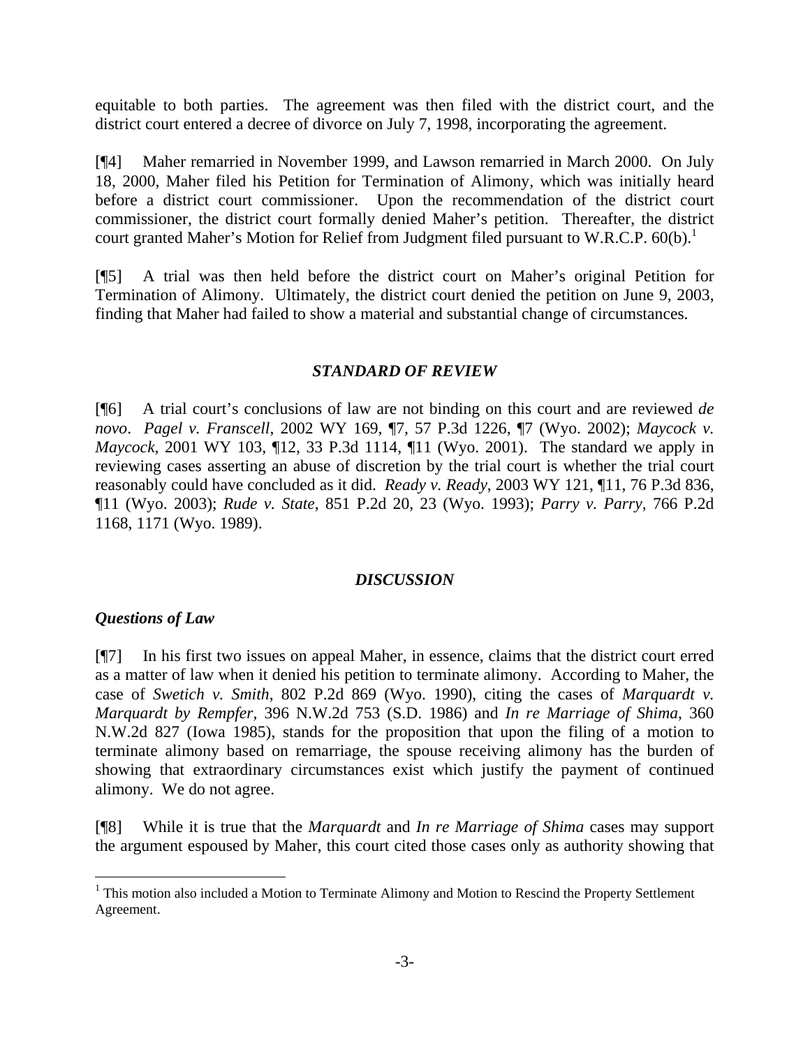equitable to both parties. The agreement was then filed with the district court, and the district court entered a decree of divorce on July 7, 1998, incorporating the agreement.

[¶4] Maher remarried in November 1999, and Lawson remarried in March 2000. On July 18, 2000, Maher filed his Petition for Termination of Alimony, which was initially heard before a district court commissioner. Upon the recommendation of the district court commissioner, the district court formally denied Maher's petition. Thereafter, the district court granted Maher's Motion for Relief from Judgment filed pursuant to W.R.C.P. 60(b).[1]

[¶5] A trial was then held before the district court on Maher's original Petition for Termination of Alimony. Ultimately, the district court denied the petition on June 9, 2003, finding that Maher had failed to show a material and substantial change of circumstances.

### *STANDARD OF REVIEW*

[¶6] A trial court's conclusions of law are not binding on this court and are reviewed *de novo*. *Pagel v. Franscell*, 2002 WY 169, ¶7, 57 P.3d 1226, ¶7 (Wyo. 2002); *Maycock v. Maycock*, 2001 WY 103, ¶12, 33 P.3d 1114, ¶11 (Wyo. 2001). The standard we apply in reviewing cases asserting an abuse of discretion by the trial court is whether the trial court reasonably could have concluded as it did. *Ready v. Ready*, 2003 WY 121, ¶11, 76 P.3d 836, ¶11 (Wyo. 2003); *Rude v. State*, 851 P.2d 20, 23 (Wyo. 1993); *Parry v. Parry*, 766 P.2d 1168, 1171 (Wyo. 1989).

### *DISCUSSION*

#### *Questions of Law*

[¶7] In his first two issues on appeal Maher, in essence, claims that the district court erred as a matter of law when it denied his petition to terminate alimony. According to Maher, the case of *Swetich v. Smith*, 802 P.2d 869 (Wyo. 1990), citing the cases of *Marquardt v. Marquardt by Rempfer*, 396 N.W.2d 753 (S.D. 1986) and *In re Marriage of Shima*, 360 N.W.2d 827 (Iowa 1985), stands for the proposition that upon the filing of a motion to terminate alimony based on remarriage, the spouse receiving alimony has the burden of showing that extraordinary circumstances exist which justify the payment of continued alimony. We do not agree.

[¶8] While it is true that the *Marquardt* and *In re Marriage of Shima* cases may support the argument espoused by Maher, this court cited those cases only as authority showing that

[1] This motion also included a Motion to Terminate Alimony and Motion to Rescind the Property Settlement Agreement.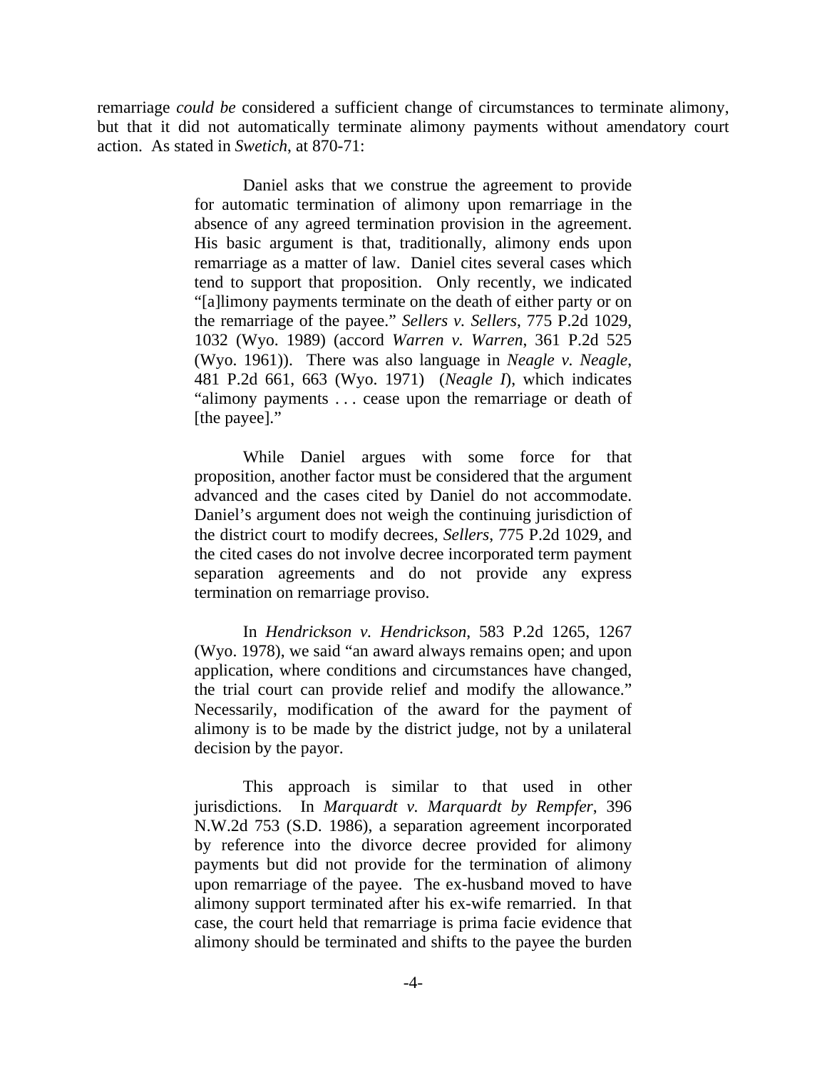remarriage *could be* considered a sufficient change of circumstances to terminate alimony, but that it did not automatically terminate alimony payments without amendatory court action. As stated in *Swetich*, at 870-71:

> Daniel asks that we construe the agreement to provide for automatic termination of alimony upon remarriage in the absence of any agreed termination provision in the agreement. His basic argument is that, traditionally, alimony ends upon remarriage as a matter of law. Daniel cites several cases which tend to support that proposition. Only recently, we indicated "[a]limony payments terminate on the death of either party or on the remarriage of the payee." *Sellers v. Sellers*, 775 P.2d 1029, 1032 (Wyo. 1989) (accord *Warren v. Warren*, 361 P.2d 525 (Wyo. 1961)). There was also language in *Neagle v. Neagle*, 481 P.2d 661, 663 (Wyo. 1971) (*Neagle I*), which indicates "alimony payments . . . cease upon the remarriage or death of [the payee]."
>
> While Daniel argues with some force for that proposition, another factor must be considered that the argument advanced and the cases cited by Daniel do not accommodate. Daniel's argument does not weigh the continuing jurisdiction of the district court to modify decrees, *Sellers*, 775 P.2d 1029, and the cited cases do not involve decree incorporated term payment separation agreements and do not provide any express termination on remarriage proviso.
>
> In *Hendrickson v. Hendrickson*, 583 P.2d 1265, 1267 (Wyo. 1978), we said "an award always remains open; and upon application, where conditions and circumstances have changed, the trial court can provide relief and modify the allowance." Necessarily, modification of the award for the payment of alimony is to be made by the district judge, not by a unilateral decision by the payor.
>
> This approach is similar to that used in other jurisdictions. In *Marquardt v. Marquardt by Rempfer*, 396 N.W.2d 753 (S.D. 1986), a separation agreement incorporated by reference into the divorce decree provided for alimony payments but did not provide for the termination of alimony upon remarriage of the payee. The ex-husband moved to have alimony support terminated after his ex-wife remarried. In that case, the court held that remarriage is prima facie evidence that alimony should be terminated and shifts to the payee the burden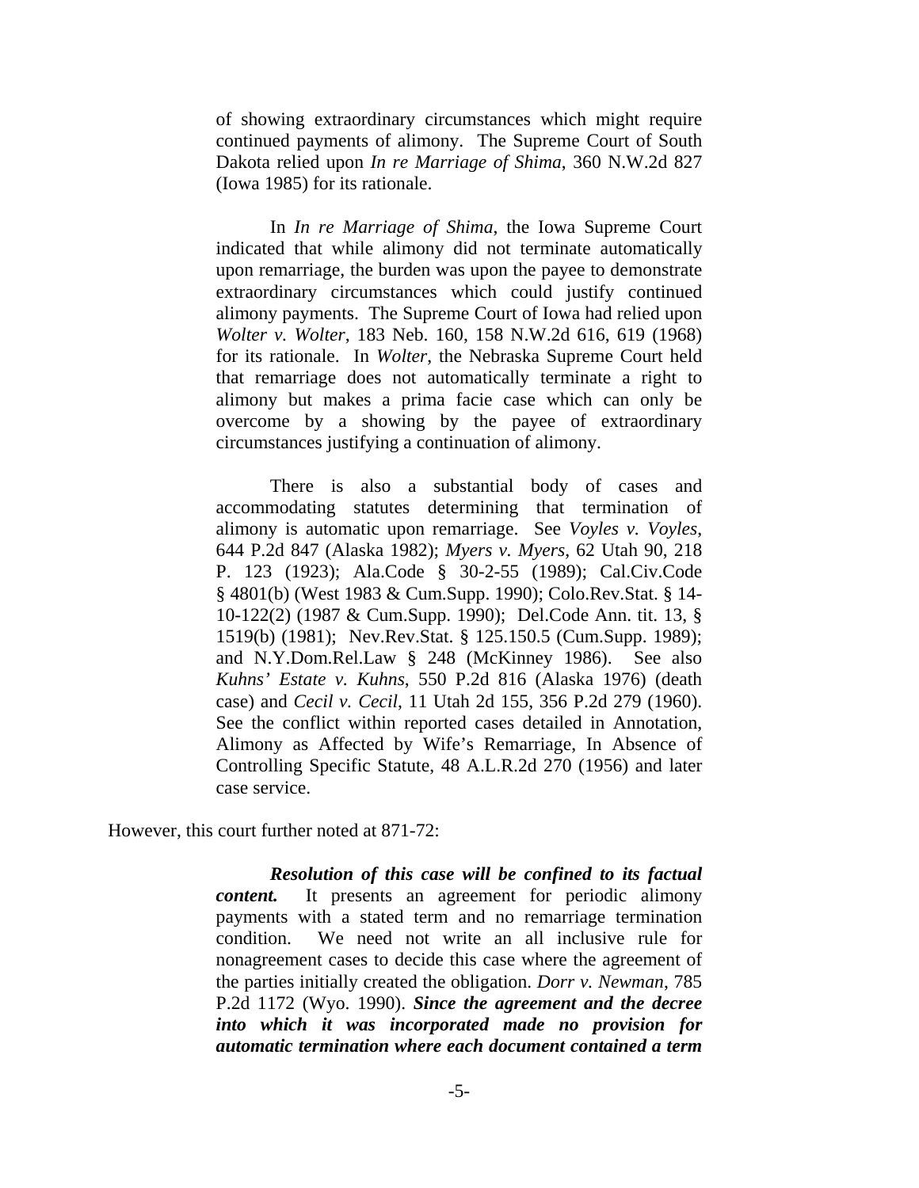> of showing extraordinary circumstances which might require continued payments of alimony. The Supreme Court of South Dakota relied upon *In re Marriage of Shima*, 360 N.W.2d 827 (Iowa 1985) for its rationale.
>
> In *In re Marriage of Shima*, the Iowa Supreme Court indicated that while alimony did not terminate automatically upon remarriage, the burden was upon the payee to demonstrate extraordinary circumstances which could justify continued alimony payments. The Supreme Court of Iowa had relied upon *Wolter v. Wolter*, 183 Neb. 160, 158 N.W.2d 616, 619 (1968) for its rationale. In *Wolter*, the Nebraska Supreme Court held that remarriage does not automatically terminate a right to alimony but makes a prima facie case which can only be overcome by a showing by the payee of extraordinary circumstances justifying a continuation of alimony.
>
> There is also a substantial body of cases and accommodating statutes determining that termination of alimony is automatic upon remarriage. See *Voyles v. Voyles*, 644 P.2d 847 (Alaska 1982); *Myers v. Myers*, 62 Utah 90, 218 P. 123 (1923); Ala.Code § 30-2-55 (1989); Cal.Civ.Code § 4801(b) (West 1983 & Cum.Supp. 1990); Colo.Rev.Stat. § 14-10-122(2) (1987 & Cum.Supp. 1990); Del.Code Ann. tit. 13, § 1519(b) (1981); Nev.Rev.Stat. § 125.150.5 (Cum.Supp. 1989); and N.Y.Dom.Rel.Law § 248 (McKinney 1986). See also *Kuhns' Estate v. Kuhns*, 550 P.2d 816 (Alaska 1976) (death case) and *Cecil v. Cecil*, 11 Utah 2d 155, 356 P.2d 279 (1960). See the conflict within reported cases detailed in Annotation, Alimony as Affected by Wife's Remarriage, In Absence of Controlling Specific Statute, 48 A.L.R.2d 270 (1956) and later case service.

However, this court further noted at 871-72:

> ***Resolution of this case will be confined to its factual content.*** It presents an agreement for periodic alimony payments with a stated term and no remarriage termination condition. We need not write an all inclusive rule for nonagreement cases to decide this case where the agreement of the parties initially created the obligation. *Dorr v. Newman*, 785 P.2d 1172 (Wyo. 1990). ***Since the agreement and the decree into which it was incorporated made no provision for automatic termination where each document contained a term***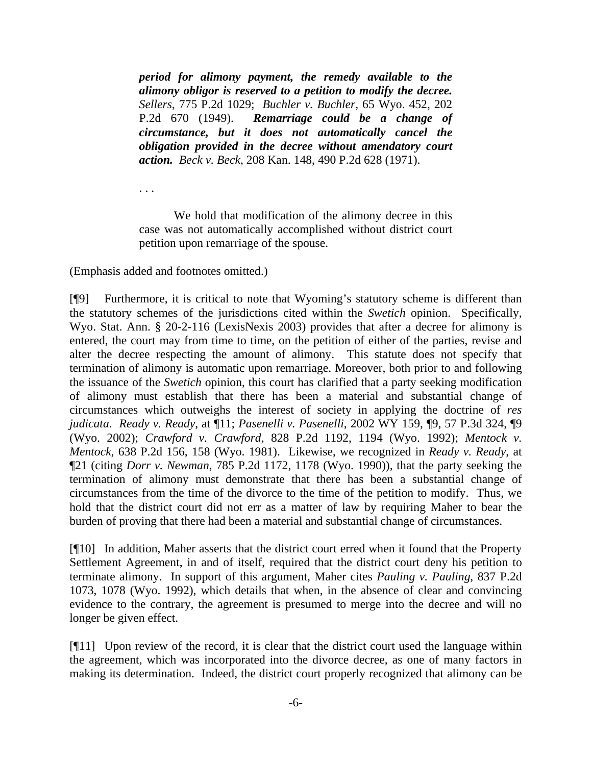> ***period for alimony payment, the remedy available to the alimony obligor is reserved to a petition to modify the decree.*** *Sellers*, 775 P.2d 1029; *Buchler v. Buchler*, 65 Wyo. 452, 202 P.2d 670 (1949). ***Remarriage could be a change of circumstance, but it does not automatically cancel the obligation provided in the decree without amendatory court action.*** *Beck v. Beck*, 208 Kan. 148, 490 P.2d 628 (1971).
>
> . . .
>
> We hold that modification of the alimony decree in this case was not automatically accomplished without district court petition upon remarriage of the spouse.

(Emphasis added and footnotes omitted.)

[¶9] Furthermore, it is critical to note that Wyoming's statutory scheme is different than the statutory schemes of the jurisdictions cited within the *Swetich* opinion. Specifically, Wyo. Stat. Ann. § 20-2-116 (LexisNexis 2003) provides that after a decree for alimony is entered, the court may from time to time, on the petition of either of the parties, revise and alter the decree respecting the amount of alimony. This statute does not specify that termination of alimony is automatic upon remarriage. Moreover, both prior to and following the issuance of the *Swetich* opinion, this court has clarified that a party seeking modification of alimony must establish that there has been a material and substantial change of circumstances which outweighs the interest of society in applying the doctrine of *res judicata*. *Ready v. Ready*, at ¶11; *Pasenelli v. Pasenelli*, 2002 WY 159, ¶9, 57 P.3d 324, ¶9 (Wyo. 2002); *Crawford v. Crawford*, 828 P.2d 1192, 1194 (Wyo. 1992); *Mentock v. Mentock*, 638 P.2d 156, 158 (Wyo. 1981). Likewise, we recognized in *Ready v. Ready*, at ¶21 (citing *Dorr v. Newman*, 785 P.2d 1172, 1178 (Wyo. 1990)), that the party seeking the termination of alimony must demonstrate that there has been a substantial change of circumstances from the time of the divorce to the time of the petition to modify. Thus, we hold that the district court did not err as a matter of law by requiring Maher to bear the burden of proving that there had been a material and substantial change of circumstances.

[¶10] In addition, Maher asserts that the district court erred when it found that the Property Settlement Agreement, in and of itself, required that the district court deny his petition to terminate alimony. In support of this argument, Maher cites *Pauling v. Pauling*, 837 P.2d 1073, 1078 (Wyo. 1992), which details that when, in the absence of clear and convincing evidence to the contrary, the agreement is presumed to merge into the decree and will no longer be given effect.

[¶11] Upon review of the record, it is clear that the district court used the language within the agreement, which was incorporated into the divorce decree, as one of many factors in making its determination. Indeed, the district court properly recognized that alimony can be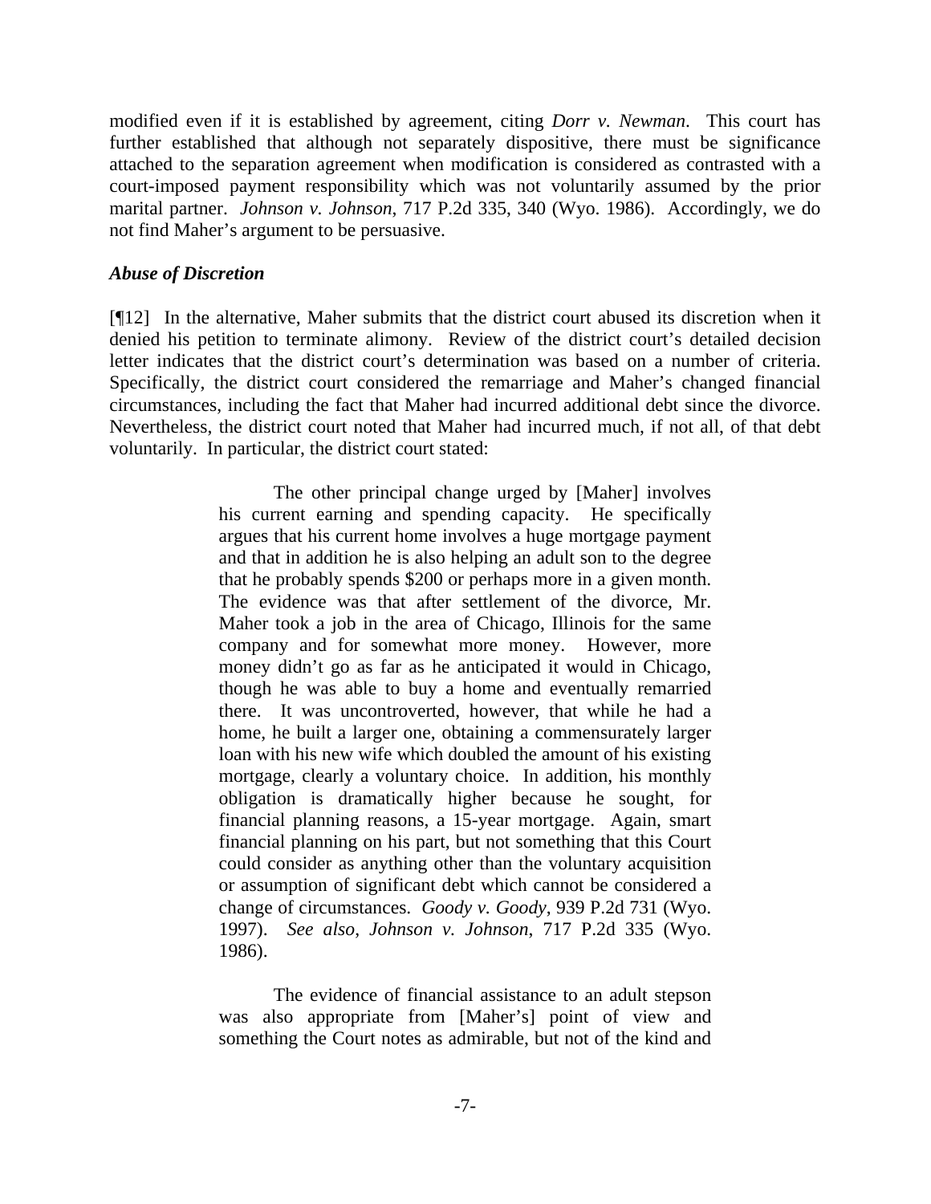modified even if it is established by agreement, citing *Dorr v. Newman*. This court has further established that although not separately dispositive, there must be significance attached to the separation agreement when modification is considered as contrasted with a court-imposed payment responsibility which was not voluntarily assumed by the prior marital partner. *Johnson v. Johnson*, 717 P.2d 335, 340 (Wyo. 1986). Accordingly, we do not find Maher's argument to be persuasive.

### *Abuse of Discretion*

[¶12] In the alternative, Maher submits that the district court abused its discretion when it denied his petition to terminate alimony. Review of the district court's detailed decision letter indicates that the district court's determination was based on a number of criteria. Specifically, the district court considered the remarriage and Maher's changed financial circumstances, including the fact that Maher had incurred additional debt since the divorce. Nevertheless, the district court noted that Maher had incurred much, if not all, of that debt voluntarily. In particular, the district court stated:

> The other principal change urged by [Maher] involves his current earning and spending capacity. He specifically argues that his current home involves a huge mortgage payment and that in addition he is also helping an adult son to the degree that he probably spends $200 or perhaps more in a given month. The evidence was that after settlement of the divorce, Mr. Maher took a job in the area of Chicago, Illinois for the same company and for somewhat more money. However, more money didn't go as far as he anticipated it would in Chicago, though he was able to buy a home and eventually remarried there. It was uncontroverted, however, that while he had a home, he built a larger one, obtaining a commensurately larger loan with his new wife which doubled the amount of his existing mortgage, clearly a voluntary choice. In addition, his monthly obligation is dramatically higher because he sought, for financial planning reasons, a 15-year mortgage. Again, smart financial planning on his part, but not something that this Court could consider as anything other than the voluntary acquisition or assumption of significant debt which cannot be considered a change of circumstances. *Goody v. Goody*, 939 P.2d 731 (Wyo. 1997). *See also*, *Johnson v. Johnson*, 717 P.2d 335 (Wyo. 1986).
>
> The evidence of financial assistance to an adult stepson was also appropriate from [Maher's] point of view and something the Court notes as admirable, but not of the kind and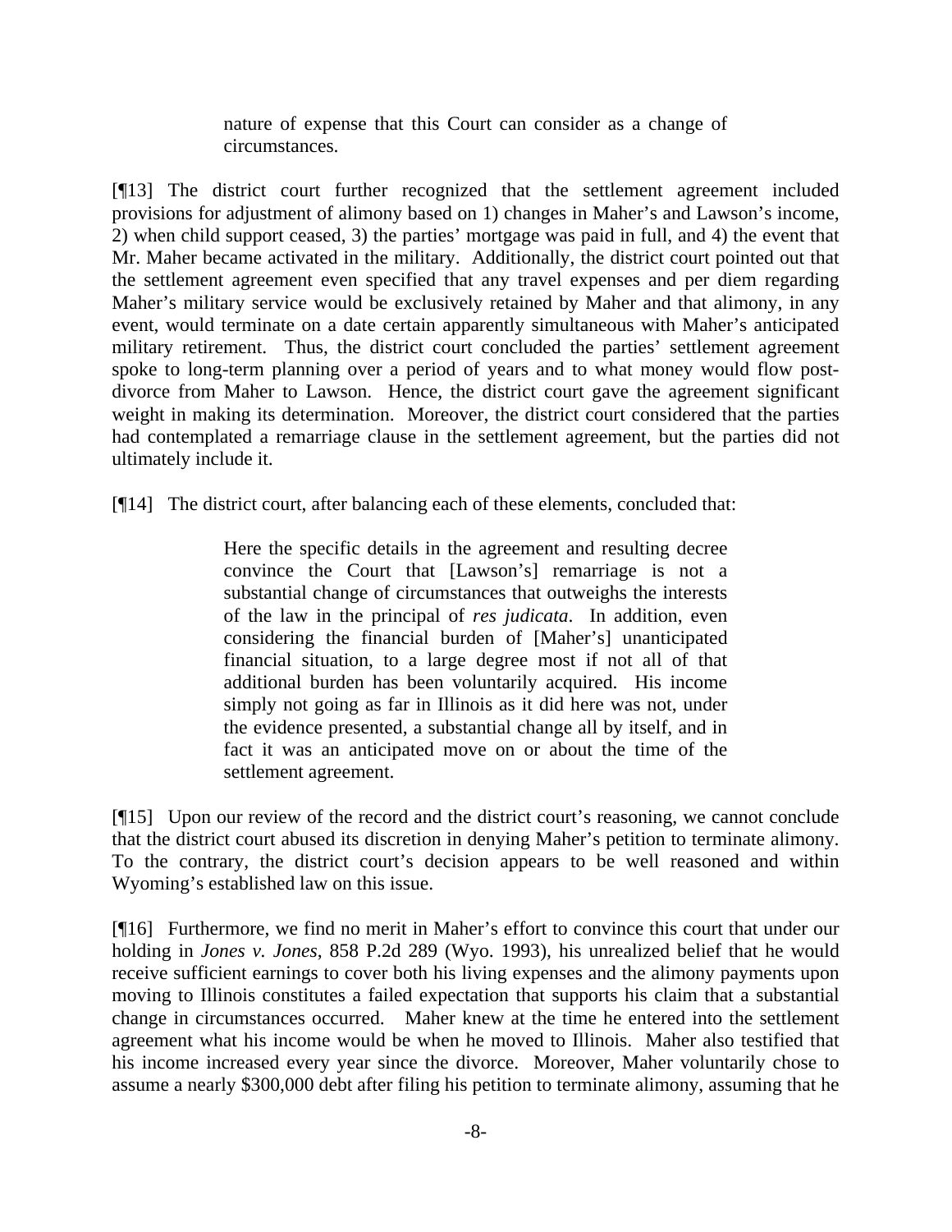> nature of expense that this Court can consider as a change of circumstances.

[¶13] The district court further recognized that the settlement agreement included provisions for adjustment of alimony based on 1) changes in Maher's and Lawson's income, 2) when child support ceased, 3) the parties' mortgage was paid in full, and 4) the event that Mr. Maher became activated in the military. Additionally, the district court pointed out that the settlement agreement even specified that any travel expenses and per diem regarding Maher's military service would be exclusively retained by Maher and that alimony, in any event, would terminate on a date certain apparently simultaneous with Maher's anticipated military retirement. Thus, the district court concluded the parties' settlement agreement spoke to long-term planning over a period of years and to what money would flow post-divorce from Maher to Lawson. Hence, the district court gave the agreement significant weight in making its determination. Moreover, the district court considered that the parties had contemplated a remarriage clause in the settlement agreement, but the parties did not ultimately include it.

[¶14] The district court, after balancing each of these elements, concluded that:

> Here the specific details in the agreement and resulting decree convince the Court that [Lawson's] remarriage is not a substantial change of circumstances that outweighs the interests of the law in the principal of *res judicata*. In addition, even considering the financial burden of [Maher's] unanticipated financial situation, to a large degree most if not all of that additional burden has been voluntarily acquired. His income simply not going as far in Illinois as it did here was not, under the evidence presented, a substantial change all by itself, and in fact it was an anticipated move on or about the time of the settlement agreement.

[¶15] Upon our review of the record and the district court's reasoning, we cannot conclude that the district court abused its discretion in denying Maher's petition to terminate alimony. To the contrary, the district court's decision appears to be well reasoned and within Wyoming's established law on this issue.

[¶16] Furthermore, we find no merit in Maher's effort to convince this court that under our holding in *Jones v. Jones*, 858 P.2d 289 (Wyo. 1993), his unrealized belief that he would receive sufficient earnings to cover both his living expenses and the alimony payments upon moving to Illinois constitutes a failed expectation that supports his claim that a substantial change in circumstances occurred. Maher knew at the time he entered into the settlement agreement what his income would be when he moved to Illinois. Maher also testified that his income increased every year since the divorce. Moreover, Maher voluntarily chose to assume a nearly $300,000 debt after filing his petition to terminate alimony, assuming that he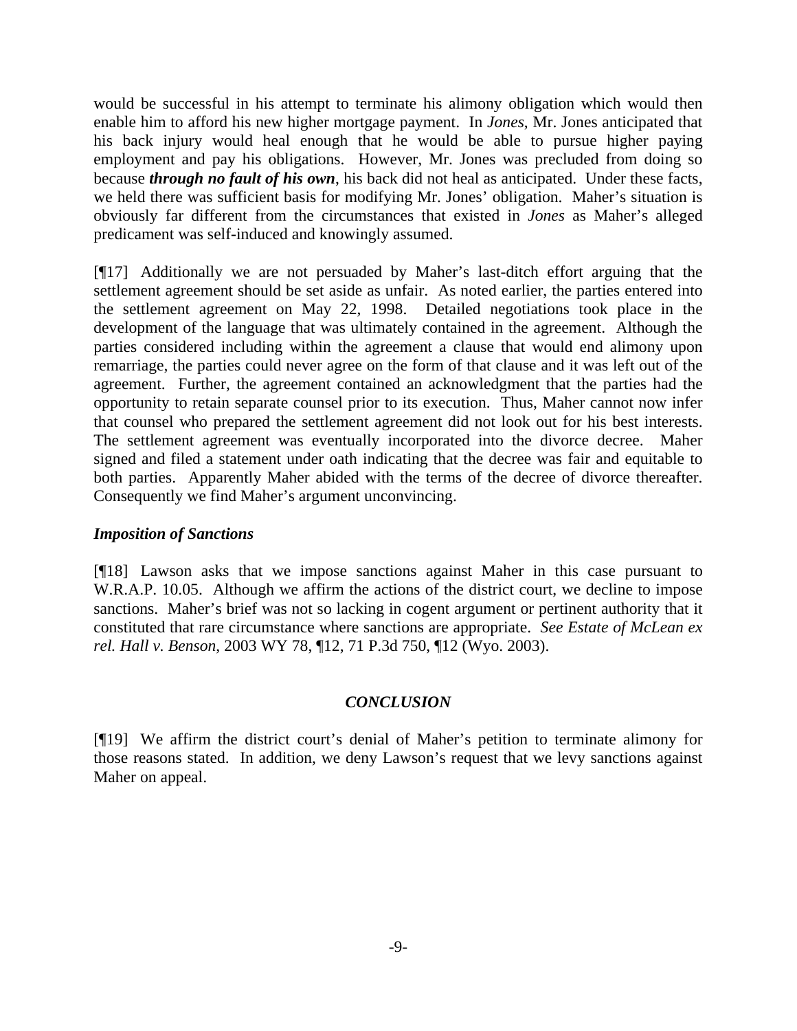would be successful in his attempt to terminate his alimony obligation which would then enable him to afford his new higher mortgage payment. In *Jones*, Mr. Jones anticipated that his back injury would heal enough that he would be able to pursue higher paying employment and pay his obligations. However, Mr. Jones was precluded from doing so because ***through no fault of his own***, his back did not heal as anticipated. Under these facts, we held there was sufficient basis for modifying Mr. Jones' obligation. Maher's situation is obviously far different from the circumstances that existed in *Jones* as Maher's alleged predicament was self-induced and knowingly assumed.

[¶17] Additionally we are not persuaded by Maher's last-ditch effort arguing that the settlement agreement should be set aside as unfair. As noted earlier, the parties entered into the settlement agreement on May 22, 1998. Detailed negotiations took place in the development of the language that was ultimately contained in the agreement. Although the parties considered including within the agreement a clause that would end alimony upon remarriage, the parties could never agree on the form of that clause and it was left out of the agreement. Further, the agreement contained an acknowledgment that the parties had the opportunity to retain separate counsel prior to its execution. Thus, Maher cannot now infer that counsel who prepared the settlement agreement did not look out for his best interests. The settlement agreement was eventually incorporated into the divorce decree. Maher signed and filed a statement under oath indicating that the decree was fair and equitable to both parties. Apparently Maher abided with the terms of the decree of divorce thereafter. Consequently we find Maher's argument unconvincing.

### *Imposition of Sanctions*

[¶18] Lawson asks that we impose sanctions against Maher in this case pursuant to W.R.A.P. 10.05. Although we affirm the actions of the district court, we decline to impose sanctions. Maher's brief was not so lacking in cogent argument or pertinent authority that it constituted that rare circumstance where sanctions are appropriate. *See Estate of McLean ex rel. Hall v. Benson*, 2003 WY 78, ¶12, 71 P.3d 750, ¶12 (Wyo. 2003).

## *CONCLUSION*

[¶19] We affirm the district court's denial of Maher's petition to terminate alimony for those reasons stated. In addition, we deny Lawson's request that we levy sanctions against Maher on appeal.